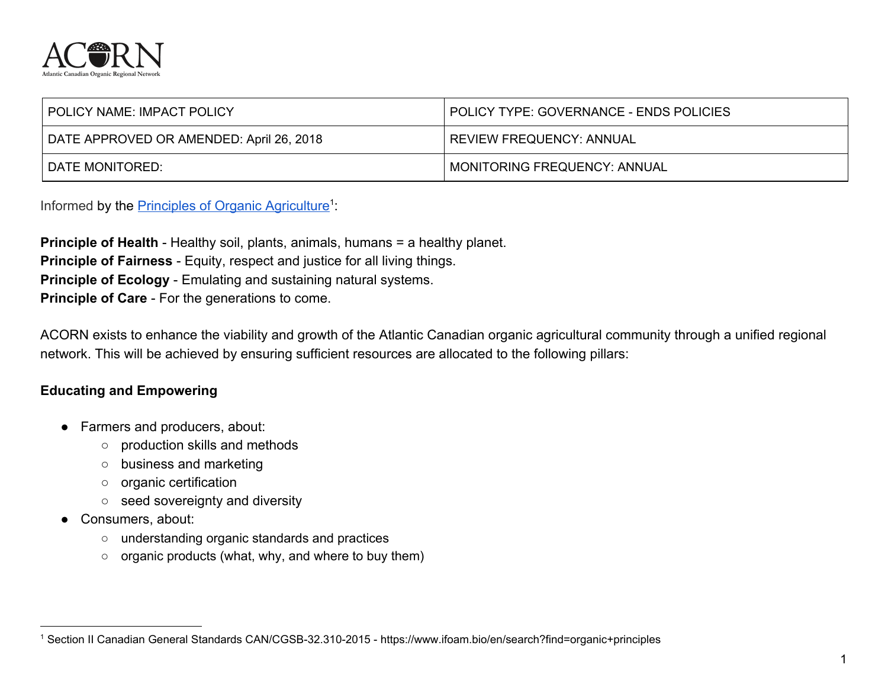| POLICY NAME: IMPACT POLICY | POLICY TYPE: GOVERNANCE - ENDS POLICIES |
|---|---|
| DATE APPROVED OR AMENDED: April 26, 2018 | REVIEW FREQUENCY: ANNUAL |
| DATE MONITORED: | MONITORING FREQUENCY: ANNUAL |

Informed by the [Principles of Organic Agriculture](https://www.ifoam.bio/en/search?find=organic+principles)[1]:

**Principle of Health** - Healthy soil, plants, animals, humans = a healthy planet.
**Principle of Fairness** - Equity, respect and justice for all living things.
**Principle of Ecology** - Emulating and sustaining natural systems.
**Principle of Care** - For the generations to come.

ACORN exists to enhance the viability and growth of the Atlantic Canadian organic agricultural community through a unified regional network. This will be achieved by ensuring sufficient resources are allocated to the following pillars:

**Educating and Empowering**

- Farmers and producers, about:
    - production skills and methods
    - business and marketing
    - organic certification
    - seed sovereignty and diversity
- Consumers, about:
    - understanding organic standards and practices
    - organic products (what, why, and where to buy them)

[1] Section II Canadian General Standards CAN/CGSB-32.310-2015 - https://www.ifoam.bio/en/search?find=organic+principles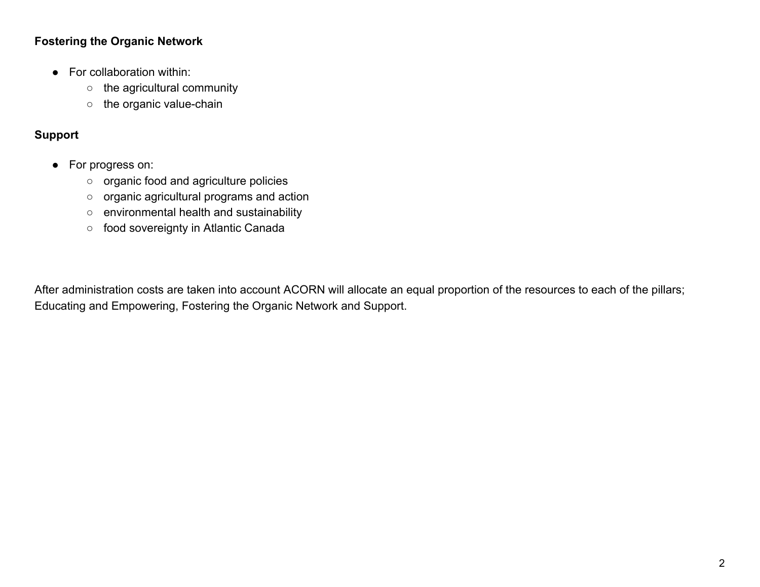**Fostering the Organic Network**

- For collaboration within:
  - the agricultural community
  - the organic value-chain

**Support**

- For progress on:
  - organic food and agriculture policies
  - organic agricultural programs and action
  - environmental health and sustainability
  - food sovereignty in Atlantic Canada

After administration costs are taken into account ACORN will allocate an equal proportion of the resources to each of the pillars; Educating and Empowering, Fostering the Organic Network and Support.